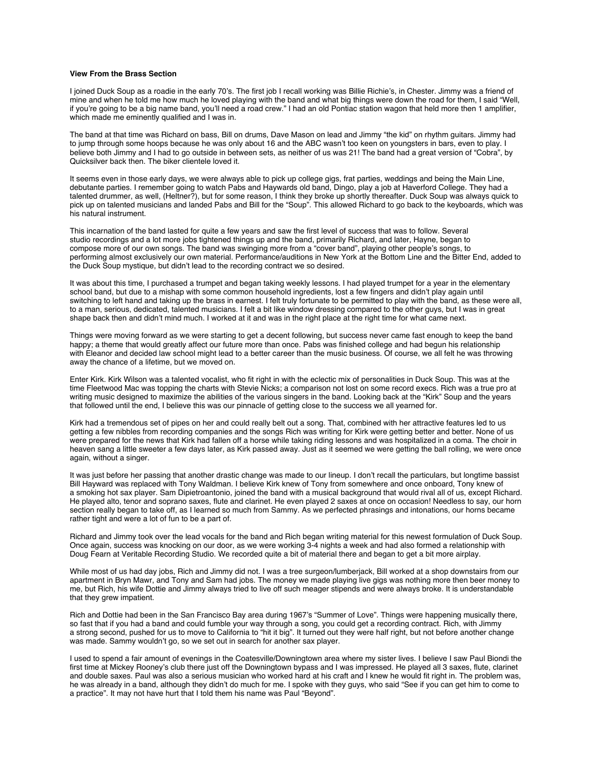**View From the Brass Section**

I joined Duck Soup as a roadie in the early 70's. The first job I recall working was Billie Richie's, in Chester. Jimmy was a friend of mine and when he told me how much he loved playing with the band and what big things were down the road for them, I said "Well, if you're going to be a big name band, you'll need a road crew." I had an old Pontiac station wagon that held more then 1 amplifier, which made me eminently qualified and I was in.

The band at that time was Richard on bass, Bill on drums, Dave Mason on lead and Jimmy "the kid" on rhythm guitars. Jimmy had to jump through some hoops because he was only about 16 and the ABC wasn't too keen on youngsters in bars, even to play. I believe both Jimmy and I had to go outside in between sets, as neither of us was 21! The band had a great version of "Cobra", by Quicksilver back then. The biker clientele loved it.

It seems even in those early days, we were always able to pick up college gigs, frat parties, weddings and being the Main Line, debutante parties. I remember going to watch Pabs and Haywards old band, Dingo, play a job at Haverford College. They had a talented drummer, as well, (Heltner?), but for some reason, I think they broke up shortly thereafter. Duck Soup was always quick to pick up on talented musicians and landed Pabs and Bill for the "Soup". This allowed Richard to go back to the keyboards, which was his natural instrument.

This incarnation of the band lasted for quite a few years and saw the first level of success that was to follow. Several studio recordings and a lot more jobs tightened things up and the band, primarily Richard, and later, Hayne, began to compose more of our own songs. The band was swinging more from a "cover band", playing other people's songs, to performing almost exclusively our own material. Performance/auditions in New York at the Bottom Line and the Bitter End, added to the Duck Soup mystique, but didn't lead to the recording contract we so desired.

It was about this time, I purchased a trumpet and began taking weekly lessons. I had played trumpet for a year in the elementary school band, but due to a mishap with some common household ingredients, lost a few fingers and didn't play again until switching to left hand and taking up the brass in earnest. I felt truly fortunate to be permitted to play with the band, as these were all, to a man, serious, dedicated, talented musicians. I felt a bit like window dressing compared to the other guys, but I was in great shape back then and didn't mind much. I worked at it and was in the right place at the right time for what came next.

Things were moving forward as we were starting to get a decent following, but success never came fast enough to keep the band happy; a theme that would greatly affect our future more than once. Pabs was finished college and had begun his relationship with Eleanor and decided law school might lead to a better career than the music business. Of course, we all felt he was throwing away the chance of a lifetime, but we moved on.

Enter Kirk. Kirk Wilson was a talented vocalist, who fit right in with the eclectic mix of personalities in Duck Soup. This was at the time Fleetwood Mac was topping the charts with Stevie Nicks; a comparison not lost on some record execs. Rich was a true pro at writing music designed to maximize the abilities of the various singers in the band. Looking back at the "Kirk" Soup and the years that followed until the end, I believe this was our pinnacle of getting close to the success we all yearned for.

Kirk had a tremendous set of pipes on her and could really belt out a song. That, combined with her attractive features led to us getting a few nibbles from recording companies and the songs Rich was writing for Kirk were getting better and better. None of us were prepared for the news that Kirk had fallen off a horse while taking riding lessons and was hospitalized in a coma. The choir in heaven sang a little sweeter a few days later, as Kirk passed away. Just as it seemed we were getting the ball rolling, we were once again, without a singer.

It was just before her passing that another drastic change was made to our lineup. I don't recall the particulars, but longtime bassist Bill Hayward was replaced with Tony Waldman. I believe Kirk knew of Tony from somewhere and once onboard, Tony knew of a smoking hot sax player. Sam Dipietroantonio, joined the band with a musical background that would rival all of us, except Richard. He played alto, tenor and soprano saxes, flute and clarinet. He even played 2 saxes at once on occasion! Needless to say, our horn section really began to take off, as I learned so much from Sammy. As we perfected phrasings and intonations, our horns became rather tight and were a lot of fun to be a part of.

Richard and Jimmy took over the lead vocals for the band and Rich began writing material for this newest formulation of Duck Soup. Once again, success was knocking on our door, as we were working 3-4 nights a week and had also formed a relationship with Doug Fearn at Veritable Recording Studio. We recorded quite a bit of material there and began to get a bit more airplay.

While most of us had day jobs, Rich and Jimmy did not. I was a tree surgeon/lumberjack, Bill worked at a shop downstairs from our apartment in Bryn Mawr, and Tony and Sam had jobs. The money we made playing live gigs was nothing more then beer money to me, but Rich, his wife Dottie and Jimmy always tried to live off such meager stipends and were always broke. It is understandable that they grew impatient.

Rich and Dottie had been in the San Francisco Bay area during 1967's "Summer of Love". Things were happening musically there, so fast that if you had a band and could fumble your way through a song, you could get a recording contract. Rich, with Jimmy a strong second, pushed for us to move to California to "hit it big". It turned out they were half right, but not before another change was made. Sammy wouldn't go, so we set out in search for another sax player.

I used to spend a fair amount of evenings in the Coatesville/Downingtown area where my sister lives. I believe I saw Paul Biondi the first time at Mickey Rooney's club there just off the Downingtown bypass and I was impressed. He played all 3 saxes, flute, clarinet and double saxes. Paul was also a serious musician who worked hard at his craft and I knew he would fit right in. The problem was, he was already in a band, although they didn't do much for me. I spoke with they guys, who said "See if you can get him to come to a practice". It may not have hurt that I told them his name was Paul "Beyond".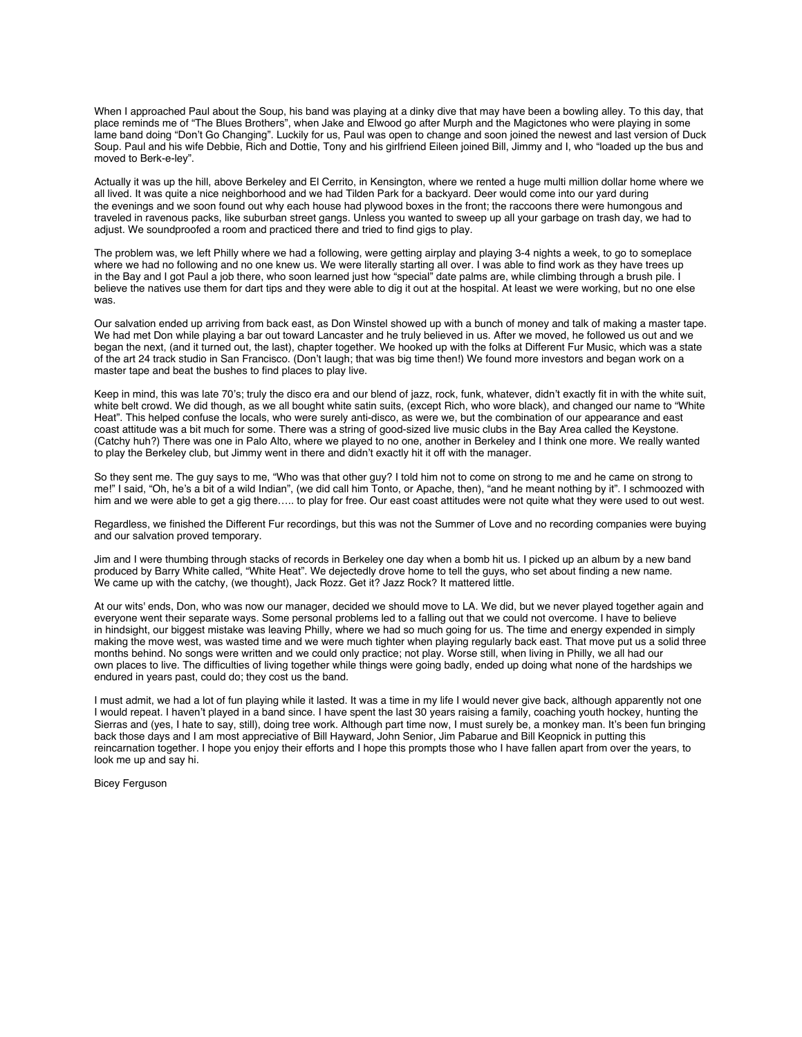When I approached Paul about the Soup, his band was playing at a dinky dive that may have been a bowling alley. To this day, that place reminds me of "The Blues Brothers", when Jake and Elwood go after Murph and the Magictones who were playing in some lame band doing "Don't Go Changing". Luckily for us, Paul was open to change and soon joined the newest and last version of Duck Soup. Paul and his wife Debbie, Rich and Dottie, Tony and his girlfriend Eileen joined Bill, Jimmy and I, who "loaded up the bus and moved to Berk-e-ley".

Actually it was up the hill, above Berkeley and El Cerrito, in Kensington, where we rented a huge multi million dollar home where we all lived. It was quite a nice neighborhood and we had Tilden Park for a backyard. Deer would come into our yard during the evenings and we soon found out why each house had plywood boxes in the front; the raccoons there were humongous and traveled in ravenous packs, like suburban street gangs. Unless you wanted to sweep up all your garbage on trash day, we had to adjust. We soundproofed a room and practiced there and tried to find gigs to play.

The problem was, we left Philly where we had a following, were getting airplay and playing 3-4 nights a week, to go to someplace where we had no following and no one knew us. We were literally starting all over. I was able to find work as they have trees up in the Bay and I got Paul a job there, who soon learned just how "special" date palms are, while climbing through a brush pile. I believe the natives use them for dart tips and they were able to dig it out at the hospital. At least we were working, but no one else was.

Our salvation ended up arriving from back east, as Don Winstel showed up with a bunch of money and talk of making a master tape. We had met Don while playing a bar out toward Lancaster and he truly believed in us. After we moved, he followed us out and we began the next, (and it turned out, the last), chapter together. We hooked up with the folks at Different Fur Music, which was a state of the art 24 track studio in San Francisco. (Don't laugh; that was big time then!) We found more investors and began work on a master tape and beat the bushes to find places to play live.

Keep in mind, this was late 70's; truly the disco era and our blend of jazz, rock, funk, whatever, didn't exactly fit in with the white suit, white belt crowd. We did though, as we all bought white satin suits, (except Rich, who wore black), and changed our name to "White Heat". This helped confuse the locals, who were surely anti-disco, as were we, but the combination of our appearance and east coast attitude was a bit much for some. There was a string of good-sized live music clubs in the Bay Area called the Keystone. (Catchy huh?) There was one in Palo Alto, where we played to no one, another in Berkeley and I think one more. We really wanted to play the Berkeley club, but Jimmy went in there and didn't exactly hit it off with the manager.

So they sent me. The guy says to me, "Who was that other guy? I told him not to come on strong to me and he came on strong to me!" I said, "Oh, he's a bit of a wild Indian", (we did call him Tonto, or Apache, then), "and he meant nothing by it". I schmoozed with him and we were able to get a gig there….. to play for free. Our east coast attitudes were not quite what they were used to out west.

Regardless, we finished the Different Fur recordings, but this was not the Summer of Love and no recording companies were buying and our salvation proved temporary.

Jim and I were thumbing through stacks of records in Berkeley one day when a bomb hit us. I picked up an album by a new band produced by Barry White called, "White Heat". We dejectedly drove home to tell the guys, who set about finding a new name. We came up with the catchy, (we thought), Jack Rozz. Get it? Jazz Rock? It mattered little.

At our wits' ends, Don, who was now our manager, decided we should move to LA. We did, but we never played together again and everyone went their separate ways. Some personal problems led to a falling out that we could not overcome. I have to believe in hindsight, our biggest mistake was leaving Philly, where we had so much going for us. The time and energy expended in simply making the move west, was wasted time and we were much tighter when playing regularly back east. That move put us a solid three months behind. No songs were written and we could only practice; not play. Worse still, when living in Philly, we all had our own places to live. The difficulties of living together while things were going badly, ended up doing what none of the hardships we endured in years past, could do; they cost us the band.

I must admit, we had a lot of fun playing while it lasted. It was a time in my life I would never give back, although apparently not one I would repeat. I haven't played in a band since. I have spent the last 30 years raising a family, coaching youth hockey, hunting the Sierras and (yes, I hate to say, still), doing tree work. Although part time now, I must surely be, a monkey man. It's been fun bringing back those days and I am most appreciative of Bill Hayward, John Senior, Jim Pabarue and Bill Keopnick in putting this reincarnation together. I hope you enjoy their efforts and I hope this prompts those who I have fallen apart from over the years, to look me up and say hi.

Bicey Ferguson